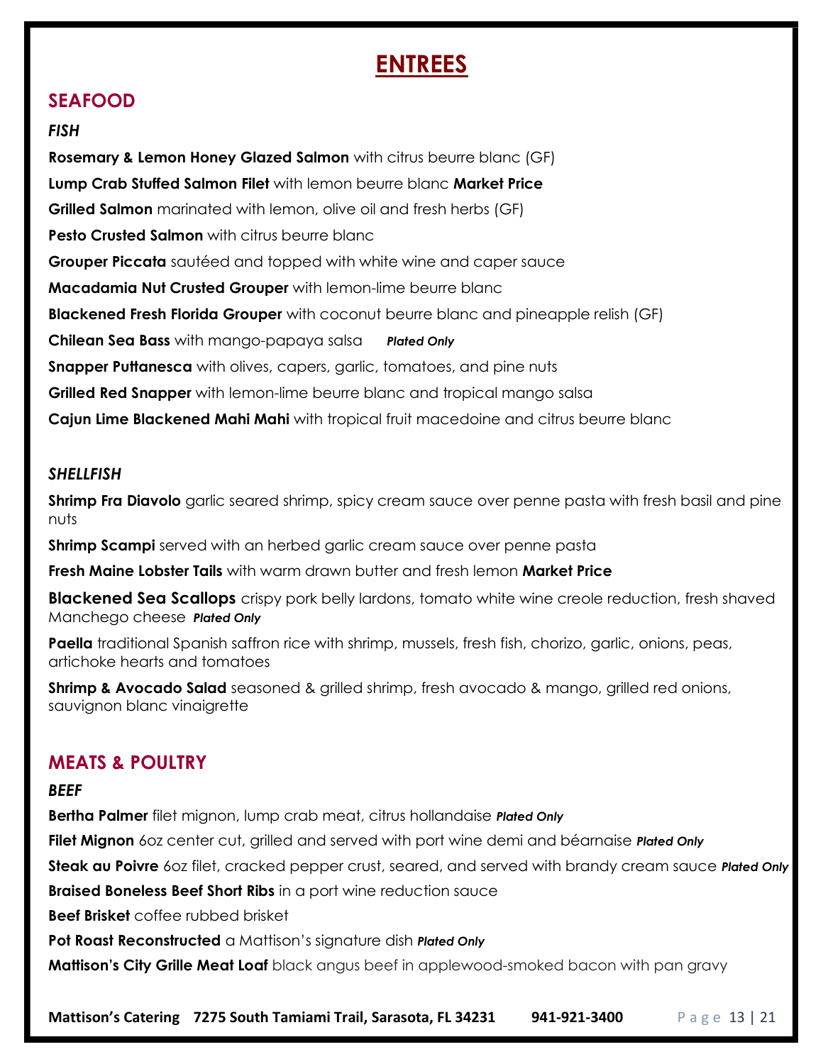# ENTREES

## SEAFOOD

### *FISH*

**Rosemary & Lemon Honey Glazed Salmon** with citrus beurre blanc (GF)

**Lump Crab Stuffed Salmon Filet** with lemon beurre blanc **Market Price**

**Grilled Salmon** marinated with lemon, olive oil and fresh herbs (GF)

**Pesto Crusted Salmon** with citrus beurre blanc

**Grouper Piccata** sautéed and topped with white wine and caper sauce

**Macadamia Nut Crusted Grouper** with lemon-lime beurre blanc

**Blackened Fresh Florida Grouper** with coconut beurre blanc and pineapple relish (GF)

**Chilean Sea Bass** with mango-papaya salsa ***Plated Only***

**Snapper Puttanesca** with olives, capers, garlic, tomatoes, and pine nuts

**Grilled Red Snapper** with lemon-lime beurre blanc and tropical mango salsa

**Cajun Lime Blackened Mahi Mahi** with tropical fruit macedoine and citrus beurre blanc

### *SHELLFISH*

**Shrimp Fra Diavolo** garlic seared shrimp, spicy cream sauce over penne pasta with fresh basil and pine nuts

**Shrimp Scampi** served with an herbed garlic cream sauce over penne pasta

**Fresh Maine Lobster Tails** with warm drawn butter and fresh lemon **Market Price**

**Blackened Sea Scallops** crispy pork belly lardons, tomato white wine creole reduction, fresh shaved Manchego cheese ***Plated Only***

**Paella** traditional Spanish saffron rice with shrimp, mussels, fresh fish, chorizo, garlic, onions, peas, artichoke hearts and tomatoes

**Shrimp & Avocado Salad** seasoned & grilled shrimp, fresh avocado & mango, grilled red onions, sauvignon blanc vinaigrette

## MEATS & POULTRY

### *BEEF*

**Bertha Palmer** filet mignon, lump crab meat, citrus hollandaise ***Plated Only***

**Filet Mignon** 6oz center cut, grilled and served with port wine demi and béarnaise ***Plated Only***

**Steak au Poivre** 6oz filet, cracked pepper crust, seared, and served with brandy cream sauce ***Plated Only***

**Braised Boneless Beef Short Ribs** in a port wine reduction sauce

**Beef Brisket** coffee rubbed brisket

**Pot Roast Reconstructed** a Mattison's signature dish ***Plated Only***

**Mattison's City Grille Meat Loaf** black angus beef in applewood-smoked bacon with pan gravy

**Mattison's Catering** **7275 South Tamiami Trail, Sarasota, FL 34231** **941-921-3400**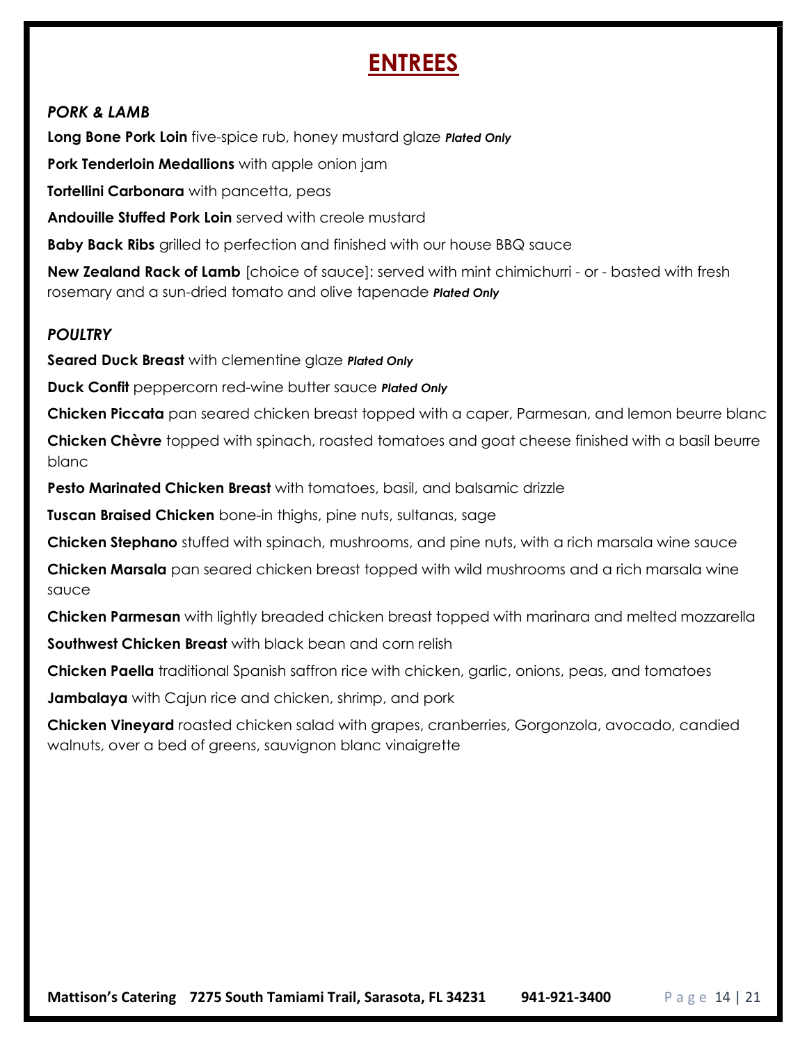# ENTREES

### *PORK & LAMB*

**Long Bone Pork Loin** five-spice rub, honey mustard glaze ***Plated Only***

**Pork Tenderloin Medallions** with apple onion jam

**Tortellini Carbonara** with pancetta, peas

**Andouille Stuffed Pork Loin** served with creole mustard

**Baby Back Ribs** grilled to perfection and finished with our house BBQ sauce

**New Zealand Rack of Lamb** [choice of sauce]: served with mint chimichurri - or - basted with fresh rosemary and a sun-dried tomato and olive tapenade ***Plated Only***

### *POULTRY*

**Seared Duck Breast** with clementine glaze ***Plated Only***

**Duck Confit** peppercorn red-wine butter sauce ***Plated Only***

**Chicken Piccata** pan seared chicken breast topped with a caper, Parmesan, and lemon beurre blanc

**Chicken Chèvre** topped with spinach, roasted tomatoes and goat cheese finished with a basil beurre blanc

**Pesto Marinated Chicken Breast** with tomatoes, basil, and balsamic drizzle

**Tuscan Braised Chicken** bone-in thighs, pine nuts, sultanas, sage

**Chicken Stephano** stuffed with spinach, mushrooms, and pine nuts, with a rich marsala wine sauce

**Chicken Marsala** pan seared chicken breast topped with wild mushrooms and a rich marsala wine sauce

**Chicken Parmesan** with lightly breaded chicken breast topped with marinara and melted mozzarella

**Southwest Chicken Breast** with black bean and corn relish

**Chicken Paella** traditional Spanish saffron rice with chicken, garlic, onions, peas, and tomatoes

**Jambalaya** with Cajun rice and chicken, shrimp, and pork

**Chicken Vineyard** roasted chicken salad with grapes, cranberries, Gorgonzola, avocado, candied walnuts, over a bed of greens, sauvignon blanc vinaigrette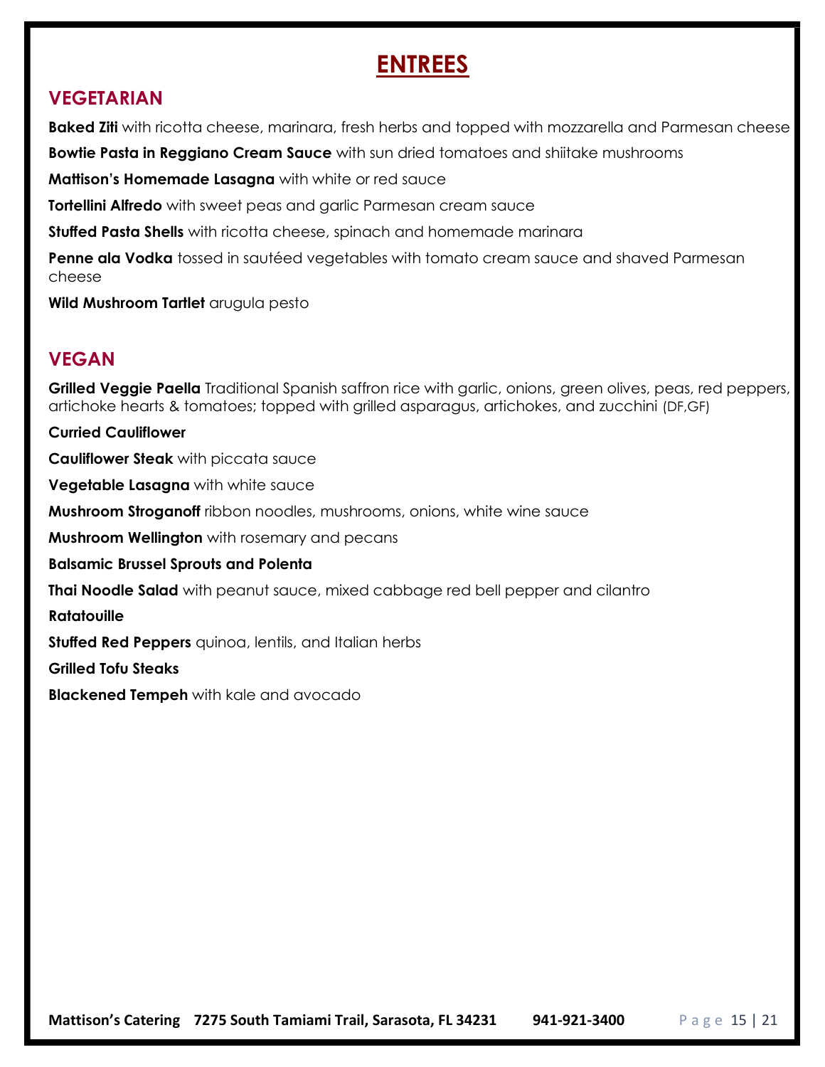# ENTREES

## VEGETARIAN

**Baked Ziti** with ricotta cheese, marinara, fresh herbs and topped with mozzarella and Parmesan cheese

**Bowtie Pasta in Reggiano Cream Sauce** with sun dried tomatoes and shiitake mushrooms

**Mattison's Homemade Lasagna** with white or red sauce

**Tortellini Alfredo** with sweet peas and garlic Parmesan cream sauce

**Stuffed Pasta Shells** with ricotta cheese, spinach and homemade marinara

**Penne ala Vodka** tossed in sautéed vegetables with tomato cream sauce and shaved Parmesan cheese

**Wild Mushroom Tartlet** arugula pesto

## VEGAN

**Grilled Veggie Paella** Traditional Spanish saffron rice with garlic, onions, green olives, peas, red peppers, artichoke hearts & tomatoes; topped with grilled asparagus, artichokes, and zucchini (DF,GF)

**Curried Cauliflower**

**Cauliflower Steak** with piccata sauce

**Vegetable Lasagna** with white sauce

**Mushroom Stroganoff** ribbon noodles, mushrooms, onions, white wine sauce

**Mushroom Wellington** with rosemary and pecans

**Balsamic Brussel Sprouts and Polenta**

**Thai Noodle Salad** with peanut sauce, mixed cabbage red bell pepper and cilantro

**Ratatouille**

**Stuffed Red Peppers** quinoa, lentils, and Italian herbs

**Grilled Tofu Steaks**

**Blackened Tempeh** with kale and avocado